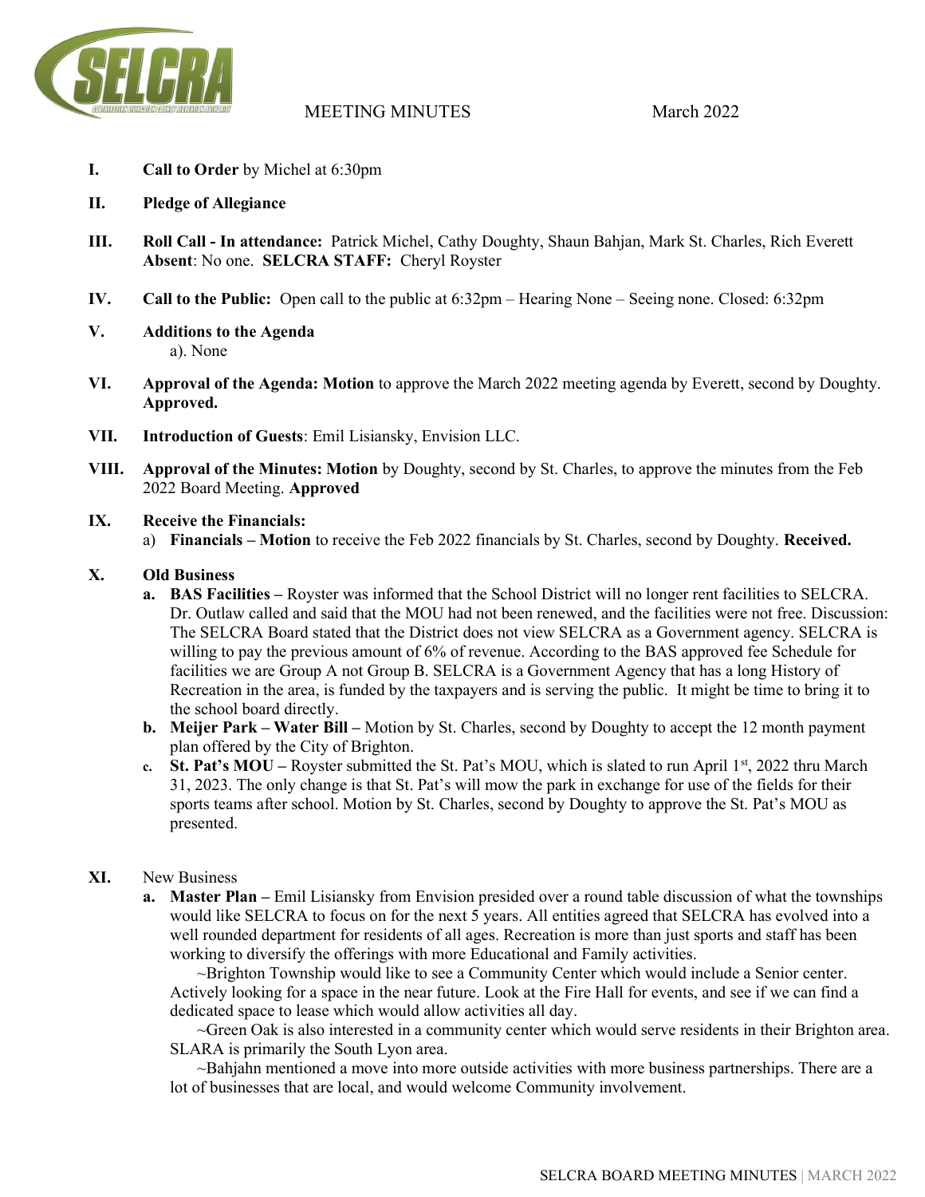# MEETING MINUTES — March 2022

**I. Call to Order** by Michel at 6:30pm

**II. Pledge of Allegiance**

**III. Roll Call - In attendance:** Patrick Michel, Cathy Doughty, Shaun Bahjan, Mark St. Charles, Rich Everett **Absent**: No one. **SELCRA STAFF:** Cheryl Royster

**IV. Call to the Public:** Open call to the public at 6:32pm – Hearing None – Seeing none. Closed: 6:32pm

**V. Additions to the Agenda**

a). None

**VI. Approval of the Agenda: Motion** to approve the March 2022 meeting agenda by Everett, second by Doughty. **Approved.**

**VII. Introduction of Guests**: Emil Lisiansky, Envision LLC.

**VIII. Approval of the Minutes: Motion** by Doughty, second by St. Charles, to approve the minutes from the Feb 2022 Board Meeting. **Approved**

**IX. Receive the Financials:**

a) **Financials – Motion** to receive the Feb 2022 financials by St. Charles, second by Doughty. **Received.**

**X. Old Business**

a. **BAS Facilities –** Royster was informed that the School District will no longer rent facilities to SELCRA. Dr. Outlaw called and said that the MOU had not been renewed, and the facilities were not free. Discussion: The SELCRA Board stated that the District does not view SELCRA as a Government agency. SELCRA is willing to pay the previous amount of 6% of revenue. According to the BAS approved fee Schedule for facilities we are Group A not Group B. SELCRA is a Government Agency that has a long History of Recreation in the area, is funded by the taxpayers and is serving the public. It might be time to bring it to the school board directly.

b. **Meijer Park – Water Bill –** Motion by St. Charles, second by Doughty to accept the 12 month payment plan offered by the City of Brighton.

c. **St. Pat's MOU –** Royster submitted the St. Pat's MOU, which is slated to run April 1st, 2022 thru March 31, 2023. The only change is that St. Pat's will mow the park in exchange for use of the fields for their sports teams after school. Motion by St. Charles, second by Doughty to approve the St. Pat's MOU as presented.

**XI.** New Business

a. **Master Plan –** Emil Lisiansky from Envision presided over a round table discussion of what the townships would like SELCRA to focus on for the next 5 years. All entities agreed that SELCRA has evolved into a well rounded department for residents of all ages. Recreation is more than just sports and staff has been working to diversify the offerings with more Educational and Family activities.

~Brighton Township would like to see a Community Center which would include a Senior center. Actively looking for a space in the near future. Look at the Fire Hall for events, and see if we can find a dedicated space to lease which would allow activities all day.

~Green Oak is also interested in a community center which would serve residents in their Brighton area. SLARA is primarily the South Lyon area.

~Bahjahn mentioned a move into more outside activities with more business partnerships. There are a lot of businesses that are local, and would welcome Community involvement.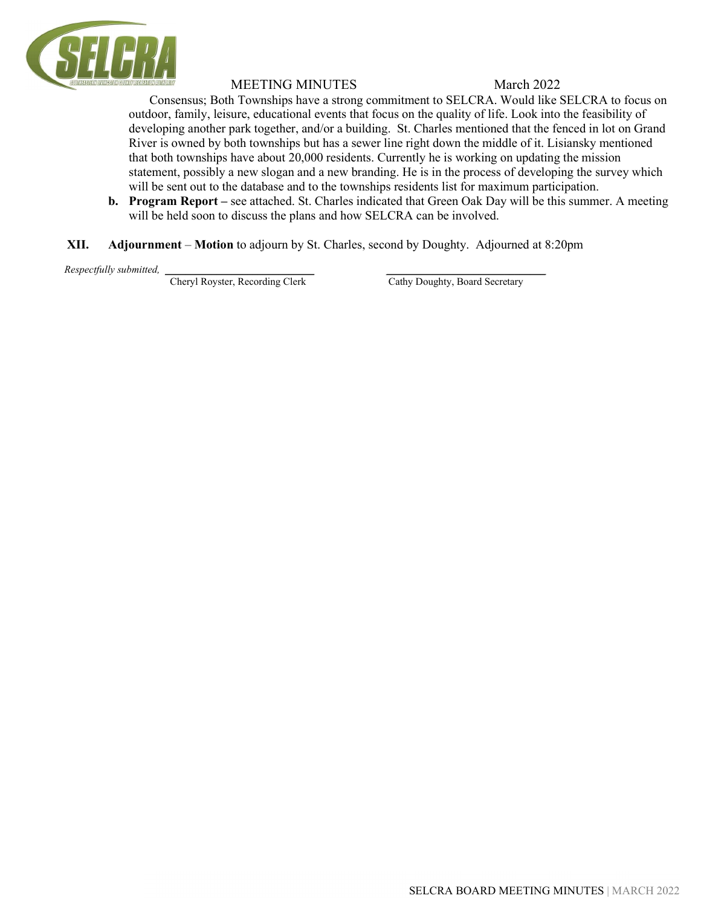Consensus; Both Townships have a strong commitment to SELCRA. Would like SELCRA to focus on outdoor, family, leisure, educational events that focus on the quality of life. Look into the feasibility of developing another park together, and/or a building. St. Charles mentioned that the fenced in lot on Grand River is owned by both townships but has a sewer line right down the middle of it. Lisiansky mentioned that both townships have about 20,000 residents. Currently he is working on updating the mission statement, possibly a new slogan and a new branding. He is in the process of developing the survey which will be sent out to the database and to the townships residents list for maximum participation.

**b. Program Report –** see attached. St. Charles indicated that Green Oak Day will be this summer. A meeting will be held soon to discuss the plans and how SELCRA can be involved.

**XII. Adjournment** – **Motion** to adjourn by St. Charles, second by Doughty. Adjourned at 8:20pm

*Respectfully submitted,* \_\_\_\_\_\_\_\_\_\_\_\_\_\_\_\_\_\_\_\_\_\_\_\_\_ \_\_\_\_\_\_\_\_\_\_\_\_\_\_\_\_\_\_\_\_\_\_\_\_\_\_\_

Cheryl Royster, Recording Clerk　　　Cathy Doughty, Board Secretary